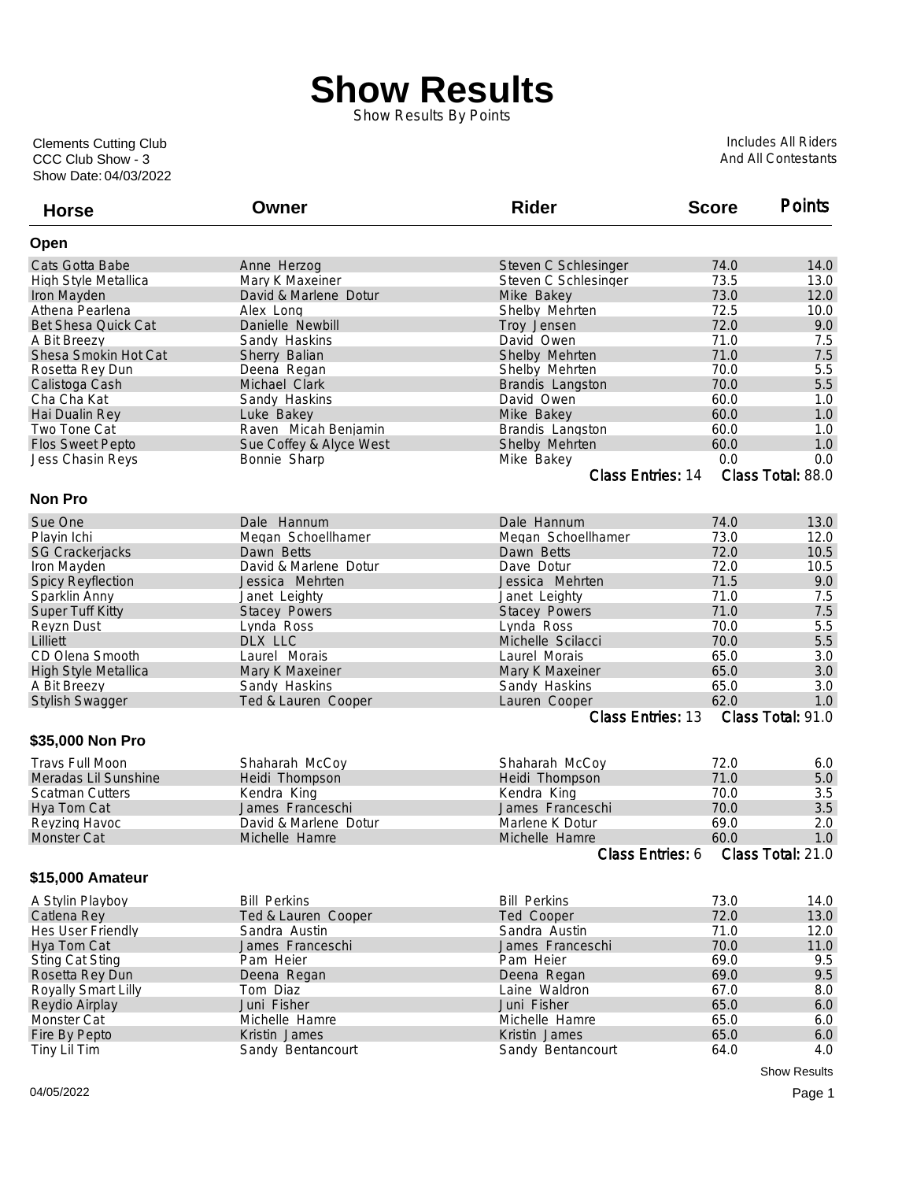# Show Results

Show Results By Points

Clements Cutting Club
CCC Club Show - 3
Show Date: 04/03/2022

Includes All Riders
And All Contestants

| Horse | Owner | Rider | Score | Points |
|---|---|---|---|---|
| **Open** | | | | |
| Cats Gotta Babe | Anne Herzog | Steven C Schlesinger | 74.0 | 14.0 |
| High Style Metallica | Mary K Maxeiner | Steven C Schlesinger | 73.5 | 13.0 |
| Iron Mayden | David & Marlene Dotur | Mike Bakey | 73.0 | 12.0 |
| Athena Pearlena | Alex Long | Shelby Mehrten | 72.5 | 10.0 |
| Bet Shesa Quick Cat | Danielle Newbill | Troy Jensen | 72.0 | 9.0 |
| A Bit Breezy | Sandy Haskins | David Owen | 71.0 | 7.5 |
| Shesa Smokin Hot Cat | Sherry Balian | Shelby Mehrten | 71.0 | 7.5 |
| Rosetta Rey Dun | Deena Regan | Shelby Mehrten | 70.0 | 5.5 |
| Calistoga Cash | Michael Clark | Brandis Langston | 70.0 | 5.5 |
| Cha Cha Kat | Sandy Haskins | David Owen | 60.0 | 1.0 |
| Hai Dualin Rey | Luke Bakey | Mike Bakey | 60.0 | 1.0 |
| Two Tone Cat | Raven Micah Benjamin | Brandis Langston | 60.0 | 1.0 |
| Flos Sweet Pepto | Sue Coffey & Alyce West | Shelby Mehrten | 60.0 | 1.0 |
| Jess Chasin Reys | Bonnie Sharp | Mike Bakey | 0.0 | 0.0 |
| | | | Class Entries: 14 | Class Total: 88.0 |
| **Non Pro** | | | | |
| Sue One | Dale Hannum | Dale Hannum | 74.0 | 13.0 |
| Playin Ichi | Megan Schoellhamer | Megan Schoellhamer | 73.0 | 12.0 |
| SG Crackerjacks | Dawn Betts | Dawn Betts | 72.0 | 10.5 |
| Iron Mayden | David & Marlene Dotur | Dave Dotur | 72.0 | 10.5 |
| Spicy Reyflection | Jessica Mehrten | Jessica Mehrten | 71.5 | 9.0 |
| Sparklin Anny | Janet Leighty | Janet Leighty | 71.0 | 7.5 |
| Super Tuff Kitty | Stacey Powers | Stacey Powers | 71.0 | 7.5 |
| Reyzn Dust | Lynda Ross | Lynda Ross | 70.0 | 5.5 |
| Lilliett | DLX LLC | Michelle Scilacci | 70.0 | 5.5 |
| CD Olena Smooth | Laurel Morais | Laurel Morais | 65.0 | 3.0 |
| High Style Metallica | Mary K Maxeiner | Mary K Maxeiner | 65.0 | 3.0 |
| A Bit Breezy | Sandy Haskins | Sandy Haskins | 65.0 | 3.0 |
| Stylish Swagger | Ted & Lauren Cooper | Lauren Cooper | 62.0 | 1.0 |
| | | | Class Entries: 13 | Class Total: 91.0 |
| **$35,000 Non Pro** | | | | |
| Travs Full Moon | Shaharah McCoy | Shaharah McCoy | 72.0 | 6.0 |
| Meradas Lil Sunshine | Heidi Thompson | Heidi Thompson | 71.0 | 5.0 |
| Scatman Cutters | Kendra King | Kendra King | 70.0 | 3.5 |
| Hya Tom Cat | James Franceschi | James Franceschi | 70.0 | 3.5 |
| Reyzing Havoc | David & Marlene Dotur | Marlene K Dotur | 69.0 | 2.0 |
| Monster Cat | Michelle Hamre | Michelle Hamre | 60.0 | 1.0 |
| | | | Class Entries: 6 | Class Total: 21.0 |
| **$15,000 Amateur** | | | | |
| A Stylin Playboy | Bill Perkins | Bill Perkins | 73.0 | 14.0 |
| Catlena Rey | Ted & Lauren Cooper | Ted Cooper | 72.0 | 13.0 |
| Hes User Friendly | Sandra Austin | Sandra Austin | 71.0 | 12.0 |
| Hya Tom Cat | James Franceschi | James Franceschi | 70.0 | 11.0 |
| Sting Cat Sting | Pam Heier | Pam Heier | 69.0 | 9.5 |
| Rosetta Rey Dun | Deena Regan | Deena Regan | 69.0 | 9.5 |
| Royally Smart Lilly | Tom Diaz | Laine Waldron | 67.0 | 8.0 |
| Reydio Airplay | Juni Fisher | Juni Fisher | 65.0 | 6.0 |
| Monster Cat | Michelle Hamre | Michelle Hamre | 65.0 | 6.0 |
| Fire By Pepto | Kristin James | Kristin James | 65.0 | 6.0 |
| Tiny Lil Tim | Sandy Bentancourt | Sandy Bentancourt | 64.0 | 4.0 |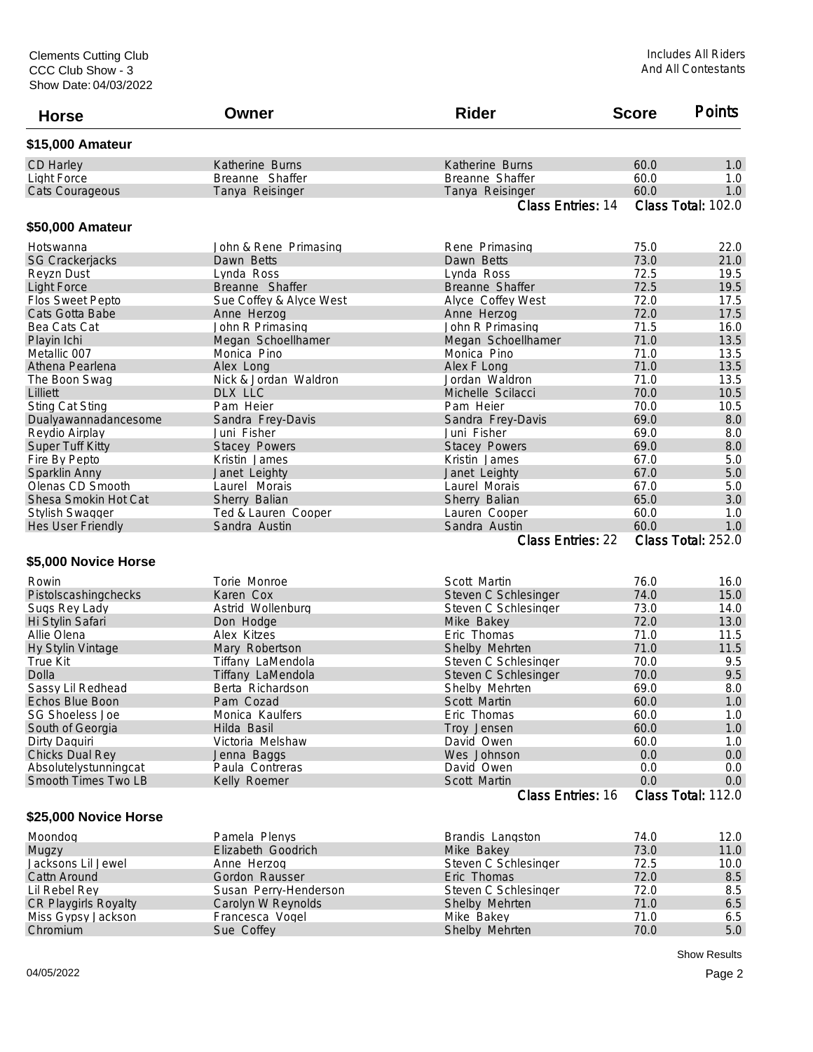Clements Cutting Club
CCC Club Show - 3
Show Date: 04/03/2022

Includes All Riders
And All Contestants

| Horse | Owner | Rider | Score | Points |
|---|---|---|---|---|
| **$15,000 Amateur** | | | | |
| CD Harley | Katherine Burns | Katherine Burns | 60.0 | 1.0 |
| Light Force | Breanne Shaffer | Breanne Shaffer | 60.0 | 1.0 |
| Cats Courageous | Tanya Reisinger | Tanya Reisinger | 60.0 | 1.0 |
| | | Class Entries: 14 | Class Total: 102.0 | |
| **$50,000 Amateur** | | | | |
| Hotswanna | John & Rene Primasing | Rene Primasing | 75.0 | 22.0 |
| SG Crackerjacks | Dawn Betts | Dawn Betts | 73.0 | 21.0 |
| Reyzn Dust | Lynda Ross | Lynda Ross | 72.5 | 19.5 |
| Light Force | Breanne Shaffer | Breanne Shaffer | 72.5 | 19.5 |
| Flos Sweet Pepto | Sue Coffey & Alyce West | Alyce Coffey West | 72.0 | 17.5 |
| Cats Gotta Babe | Anne Herzog | Anne Herzog | 72.0 | 17.5 |
| Bea Cats Cat | John R Primasing | John R Primasing | 71.5 | 16.0 |
| Playin Ichi | Megan Schoellhamer | Megan Schoellhamer | 71.0 | 13.5 |
| Metallic 007 | Monica Pino | Monica Pino | 71.0 | 13.5 |
| Athena Pearlena | Alex Long | Alex F Long | 71.0 | 13.5 |
| The Boon Swag | Nick & Jordan Waldron | Jordan Waldron | 71.0 | 13.5 |
| Lilliett | DLX LLC | Michelle Scilacci | 70.0 | 10.5 |
| Sting Cat Sting | Pam Heier | Pam Heier | 70.0 | 10.5 |
| Dualyawannadancesome | Sandra Frey-Davis | Sandra Frey-Davis | 69.0 | 8.0 |
| Reydio Airplay | Juni Fisher | Juni Fisher | 69.0 | 8.0 |
| Super Tuff Kitty | Stacey Powers | Stacey Powers | 69.0 | 8.0 |
| Fire By Pepto | Kristin James | Kristin James | 67.0 | 5.0 |
| Sparklin Anny | Janet Leighty | Janet Leighty | 67.0 | 5.0 |
| Olenas CD Smooth | Laurel Morais | Laurel Morais | 67.0 | 5.0 |
| Shesa Smokin Hot Cat | Sherry Balian | Sherry Balian | 65.0 | 3.0 |
| Stylish Swagger | Ted & Lauren Cooper | Lauren Cooper | 60.0 | 1.0 |
| Hes User Friendly | Sandra Austin | Sandra Austin | 60.0 | 1.0 |
| | | Class Entries: 22 | Class Total: 252.0 | |
| **$5,000 Novice Horse** | | | | |
| Rowin | Torie Monroe | Scott Martin | 76.0 | 16.0 |
| Pistolscashingchecks | Karen Cox | Steven C Schlesinger | 74.0 | 15.0 |
| Sugs Rey Lady | Astrid Wollenburg | Steven C Schlesinger | 73.0 | 14.0 |
| Hi Stylin Safari | Don Hodge | Mike Bakey | 72.0 | 13.0 |
| Allie Olena | Alex Kitzes | Eric Thomas | 71.0 | 11.5 |
| Hy Stylin Vintage | Mary Robertson | Shelby Mehrten | 71.0 | 11.5 |
| True Kit | Tiffany LaMendola | Steven C Schlesinger | 70.0 | 9.5 |
| Dolla | Tiffany LaMendola | Steven C Schlesinger | 70.0 | 9.5 |
| Sassy Lil Redhead | Berta Richardson | Shelby Mehrten | 69.0 | 8.0 |
| Echos Blue Boon | Pam Cozad | Scott Martin | 60.0 | 1.0 |
| SG Shoeless Joe | Monica Kaulfers | Eric Thomas | 60.0 | 1.0 |
| South of Georgia | Hilda Basil | Troy Jensen | 60.0 | 1.0 |
| Dirty Daquiri | Victoria Melshaw | David Owen | 60.0 | 1.0 |
| Chicks Dual Rey | Jenna Baggs | Wes Johnson | 0.0 | 0.0 |
| Absolutelystunningcat | Paula Contreras | David Owen | 0.0 | 0.0 |
| Smooth Times Two LB | Kelly Roemer | Scott Martin | 0.0 | 0.0 |
| | | Class Entries: 16 | Class Total: 112.0 | |
| **$25,000 Novice Horse** | | | | |
| Moondog | Pamela Plenys | Brandis Langston | 74.0 | 12.0 |
| Mugzy | Elizabeth Goodrich | Mike Bakey | 73.0 | 11.0 |
| Jacksons Lil Jewel | Anne Herzog | Steven C Schlesinger | 72.5 | 10.0 |
| Cattn Around | Gordon Rausser | Eric Thomas | 72.0 | 8.5 |
| Lil Rebel Rey | Susan Perry-Henderson | Steven C Schlesinger | 72.0 | 8.5 |
| CR Playgirls Royalty | Carolyn W Reynolds | Shelby Mehrten | 71.0 | 6.5 |
| Miss Gypsy Jackson | Francesca Vogel | Mike Bakey | 71.0 | 6.5 |
| Chromium | Sue Coffey | Shelby Mehrten | 70.0 | 5.0 |

Show Results

04/05/2022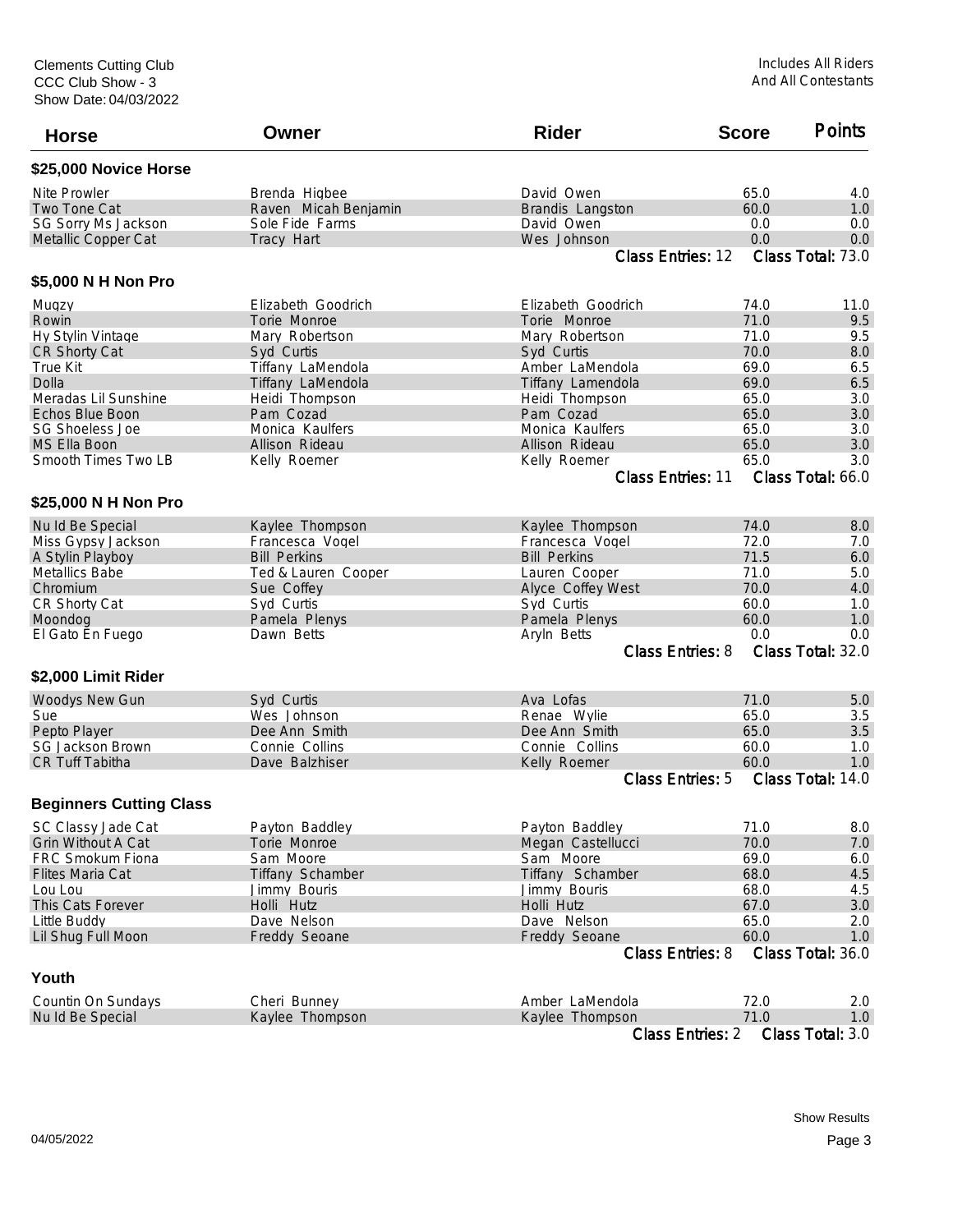Clements Cutting Club
CCC Club Show - 3
Show Date: 04/03/2022

Includes All Riders
And All Contestants

| Horse | Owner | Rider | Score | Points |
|---|---|---|---|---|
| **\$25,000 Novice Horse** | | | | |
| Nite Prowler | Brenda Higbee | David Owen | 65.0 | 4.0 |
| Two Tone Cat | Raven Micah Benjamin | Brandis Langston | 60.0 | 1.0 |
| SG Sorry Ms Jackson | Sole Fide Farms | David Owen | 0.0 | 0.0 |
| Metallic Copper Cat | Tracy Hart | Wes Johnson | 0.0 | 0.0 |
| | | Class Entries: 12 | | Class Total: 73.0 |
| **\$5,000 N H Non Pro** | | | | |
| Mugzy | Elizabeth Goodrich | Elizabeth Goodrich | 74.0 | 11.0 |
| Rowin | Torie Monroe | Torie Monroe | 71.0 | 9.5 |
| Hy Stylin Vintage | Mary Robertson | Mary Robertson | 71.0 | 9.5 |
| CR Shorty Cat | Syd Curtis | Syd Curtis | 70.0 | 8.0 |
| True Kit | Tiffany LaMendola | Amber LaMendola | 69.0 | 6.5 |
| Dolla | Tiffany LaMendola | Tiffany Lamendola | 69.0 | 6.5 |
| Meradas Lil Sunshine | Heidi Thompson | Heidi Thompson | 65.0 | 3.0 |
| Echos Blue Boon | Pam Cozad | Pam Cozad | 65.0 | 3.0 |
| SG Shoeless Joe | Monica Kaulfers | Monica Kaulfers | 65.0 | 3.0 |
| MS Ella Boon | Allison Rideau | Allison Rideau | 65.0 | 3.0 |
| Smooth Times Two LB | Kelly Roemer | Kelly Roemer | 65.0 | 3.0 |
| | | Class Entries: 11 | | Class Total: 66.0 |
| **\$25,000 N H Non Pro** | | | | |
| Nu Id Be Special | Kaylee Thompson | Kaylee Thompson | 74.0 | 8.0 |
| Miss Gypsy Jackson | Francesca Vogel | Francesca Vogel | 72.0 | 7.0 |
| A Stylin Playboy | Bill Perkins | Bill Perkins | 71.5 | 6.0 |
| Metallics Babe | Ted & Lauren Cooper | Lauren Cooper | 71.0 | 5.0 |
| Chromium | Sue Coffey | Alyce Coffey West | 70.0 | 4.0 |
| CR Shorty Cat | Syd Curtis | Syd Curtis | 60.0 | 1.0 |
| Moondog | Pamela Plenys | Pamela Plenys | 60.0 | 1.0 |
| El Gato En Fuego | Dawn Betts | Aryln Betts | 0.0 | 0.0 |
| | | Class Entries: 8 | | Class Total: 32.0 |
| **\$2,000 Limit Rider** | | | | |
| Woodys New Gun | Syd Curtis | Ava Lofas | 71.0 | 5.0 |
| Sue | Wes Johnson | Renae Wylie | 65.0 | 3.5 |
| Pepto Player | Dee Ann Smith | Dee Ann Smith | 65.0 | 3.5 |
| SG Jackson Brown | Connie Collins | Connie Collins | 60.0 | 1.0 |
| CR Tuff Tabitha | Dave Balzhiser | Kelly Roemer | 60.0 | 1.0 |
| | | Class Entries: 5 | | Class Total: 14.0 |
| **Beginners Cutting Class** | | | | |
| SC Classy Jade Cat | Payton Baddley | Payton Baddley | 71.0 | 8.0 |
| Grin Without A Cat | Torie Monroe | Megan Castellucci | 70.0 | 7.0 |
| FRC Smokum Fiona | Sam Moore | Sam Moore | 69.0 | 6.0 |
| Flites Maria Cat | Tiffany Schamber | Tiffany Schamber | 68.0 | 4.5 |
| Lou Lou | Jimmy Bouris | Jimmy Bouris | 68.0 | 4.5 |
| This Cats Forever | Holli Hutz | Holli Hutz | 67.0 | 3.0 |
| Little Buddy | Dave Nelson | Dave Nelson | 65.0 | 2.0 |
| Lil Shug Full Moon | Freddy Seoane | Freddy Seoane | 60.0 | 1.0 |
| | | Class Entries: 8 | | Class Total: 36.0 |
| **Youth** | | | | |
| Countin On Sundays | Cheri Bunney | Amber LaMendola | 72.0 | 2.0 |
| Nu Id Be Special | Kaylee Thompson | Kaylee Thompson | 71.0 | 1.0 |
| | | Class Entries: 2 | | Class Total: 3.0 |

04/05/2022

Show Results